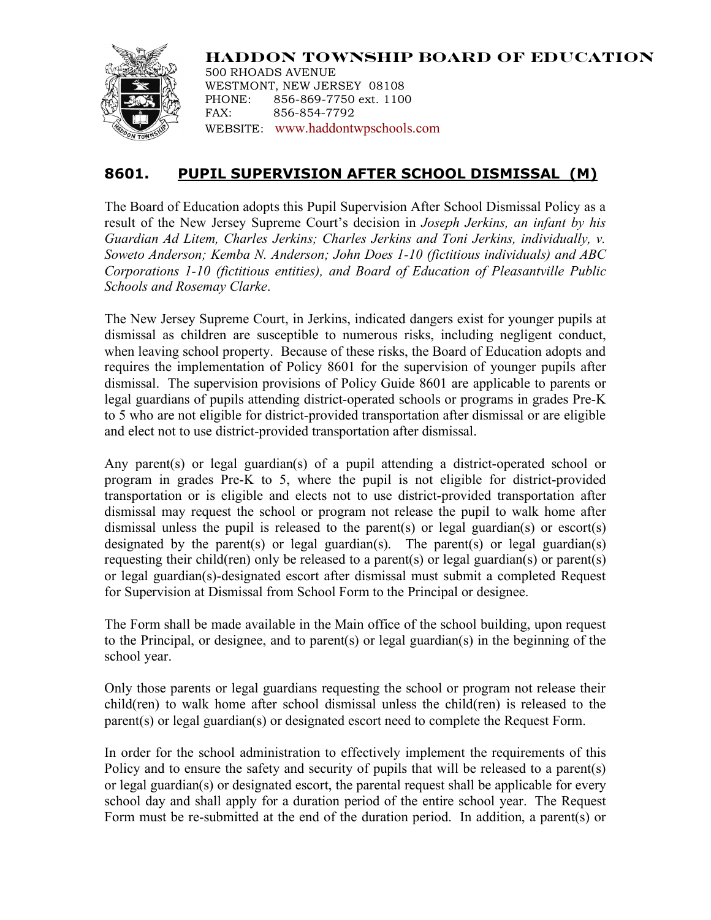**HADDON TOWNSHIP BOARD OF EDUCATION**

500 RHOADS AVENUE
WESTMONT, NEW JERSEY 08108
PHONE: 856-869-7750 ext. 1100
FAX: 856-854-7792
WEBSITE: www.haddontwpschools.com

## 8601. PUPIL SUPERVISION AFTER SCHOOL DISMISSAL (M)

The Board of Education adopts this Pupil Supervision After School Dismissal Policy as a result of the New Jersey Supreme Court's decision in *Joseph Jerkins, an infant by his Guardian Ad Litem, Charles Jerkins; Charles Jerkins and Toni Jerkins, individually, v. Soweto Anderson; Kemba N. Anderson; John Does 1-10 (fictitious individuals) and ABC Corporations 1-10 (fictitious entities), and Board of Education of Pleasantville Public Schools and Rosemay Clarke*.

The New Jersey Supreme Court, in Jerkins, indicated dangers exist for younger pupils at dismissal as children are susceptible to numerous risks, including negligent conduct, when leaving school property. Because of these risks, the Board of Education adopts and requires the implementation of Policy 8601 for the supervision of younger pupils after dismissal. The supervision provisions of Policy Guide 8601 are applicable to parents or legal guardians of pupils attending district-operated schools or programs in grades Pre-K to 5 who are not eligible for district-provided transportation after dismissal or are eligible and elect not to use district-provided transportation after dismissal.

Any parent(s) or legal guardian(s) of a pupil attending a district-operated school or program in grades Pre-K to 5, where the pupil is not eligible for district-provided transportation or is eligible and elects not to use district-provided transportation after dismissal may request the school or program not release the pupil to walk home after dismissal unless the pupil is released to the parent(s) or legal guardian(s) or escort(s) designated by the parent(s) or legal guardian(s). The parent(s) or legal guardian(s) requesting their child(ren) only be released to a parent(s) or legal guardian(s) or parent(s) or legal guardian(s)-designated escort after dismissal must submit a completed Request for Supervision at Dismissal from School Form to the Principal or designee.

The Form shall be made available in the Main office of the school building, upon request to the Principal, or designee, and to parent(s) or legal guardian(s) in the beginning of the school year.

Only those parents or legal guardians requesting the school or program not release their child(ren) to walk home after school dismissal unless the child(ren) is released to the parent(s) or legal guardian(s) or designated escort need to complete the Request Form.

In order for the school administration to effectively implement the requirements of this Policy and to ensure the safety and security of pupils that will be released to a parent(s) or legal guardian(s) or designated escort, the parental request shall be applicable for every school day and shall apply for a duration period of the entire school year. The Request Form must be re-submitted at the end of the duration period. In addition, a parent(s) or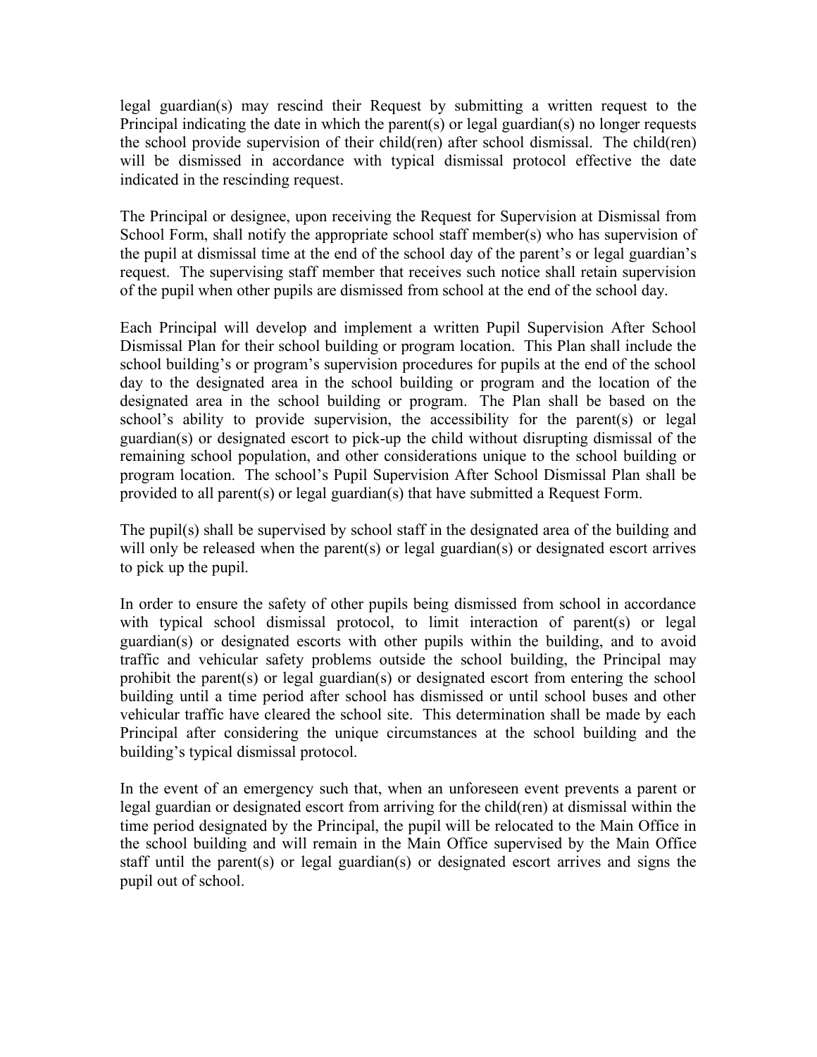legal guardian(s) may rescind their Request by submitting a written request to the Principal indicating the date in which the parent(s) or legal guardian(s) no longer requests the school provide supervision of their child(ren) after school dismissal. The child(ren) will be dismissed in accordance with typical dismissal protocol effective the date indicated in the rescinding request.

The Principal or designee, upon receiving the Request for Supervision at Dismissal from School Form, shall notify the appropriate school staff member(s) who has supervision of the pupil at dismissal time at the end of the school day of the parent's or legal guardian's request. The supervising staff member that receives such notice shall retain supervision of the pupil when other pupils are dismissed from school at the end of the school day.

Each Principal will develop and implement a written Pupil Supervision After School Dismissal Plan for their school building or program location. This Plan shall include the school building's or program's supervision procedures for pupils at the end of the school day to the designated area in the school building or program and the location of the designated area in the school building or program. The Plan shall be based on the school's ability to provide supervision, the accessibility for the parent(s) or legal guardian(s) or designated escort to pick-up the child without disrupting dismissal of the remaining school population, and other considerations unique to the school building or program location. The school's Pupil Supervision After School Dismissal Plan shall be provided to all parent(s) or legal guardian(s) that have submitted a Request Form.

The pupil(s) shall be supervised by school staff in the designated area of the building and will only be released when the parent(s) or legal guardian(s) or designated escort arrives to pick up the pupil.

In order to ensure the safety of other pupils being dismissed from school in accordance with typical school dismissal protocol, to limit interaction of parent(s) or legal guardian(s) or designated escorts with other pupils within the building, and to avoid traffic and vehicular safety problems outside the school building, the Principal may prohibit the parent(s) or legal guardian(s) or designated escort from entering the school building until a time period after school has dismissed or until school buses and other vehicular traffic have cleared the school site. This determination shall be made by each Principal after considering the unique circumstances at the school building and the building's typical dismissal protocol.

In the event of an emergency such that, when an unforeseen event prevents a parent or legal guardian or designated escort from arriving for the child(ren) at dismissal within the time period designated by the Principal, the pupil will be relocated to the Main Office in the school building and will remain in the Main Office supervised by the Main Office staff until the parent(s) or legal guardian(s) or designated escort arrives and signs the pupil out of school.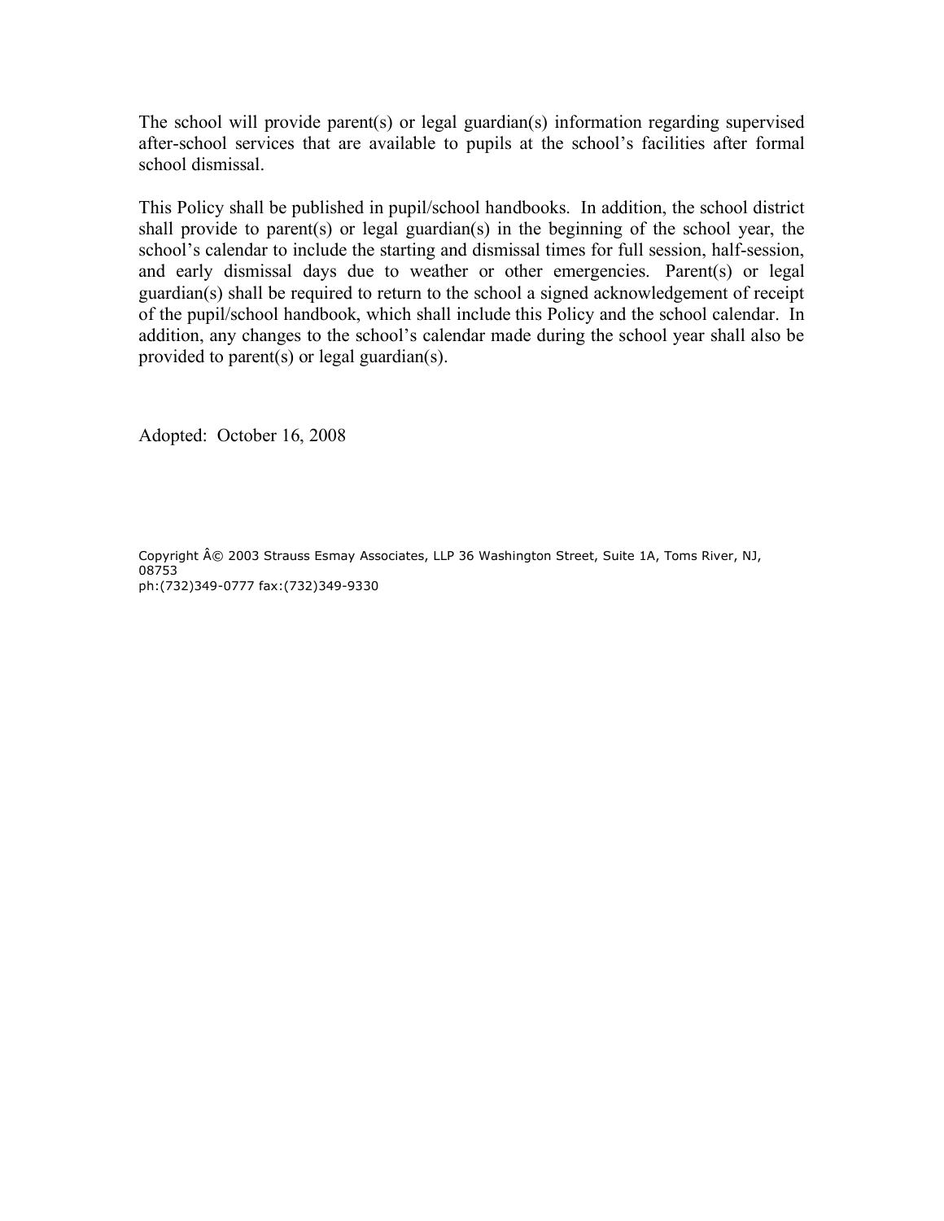The school will provide parent(s) or legal guardian(s) information regarding supervised after-school services that are available to pupils at the school's facilities after formal school dismissal.

This Policy shall be published in pupil/school handbooks. In addition, the school district shall provide to parent(s) or legal guardian(s) in the beginning of the school year, the school's calendar to include the starting and dismissal times for full session, half-session, and early dismissal days due to weather or other emergencies. Parent(s) or legal guardian(s) shall be required to return to the school a signed acknowledgement of receipt of the pupil/school handbook, which shall include this Policy and the school calendar. In addition, any changes to the school's calendar made during the school year shall also be provided to parent(s) or legal guardian(s).

Adopted: October 16, 2008

Copyright Â© 2003 Strauss Esmay Associates, LLP 36 Washington Street, Suite 1A, Toms River, NJ, 08753
ph:(732)349-0777 fax:(732)349-9330